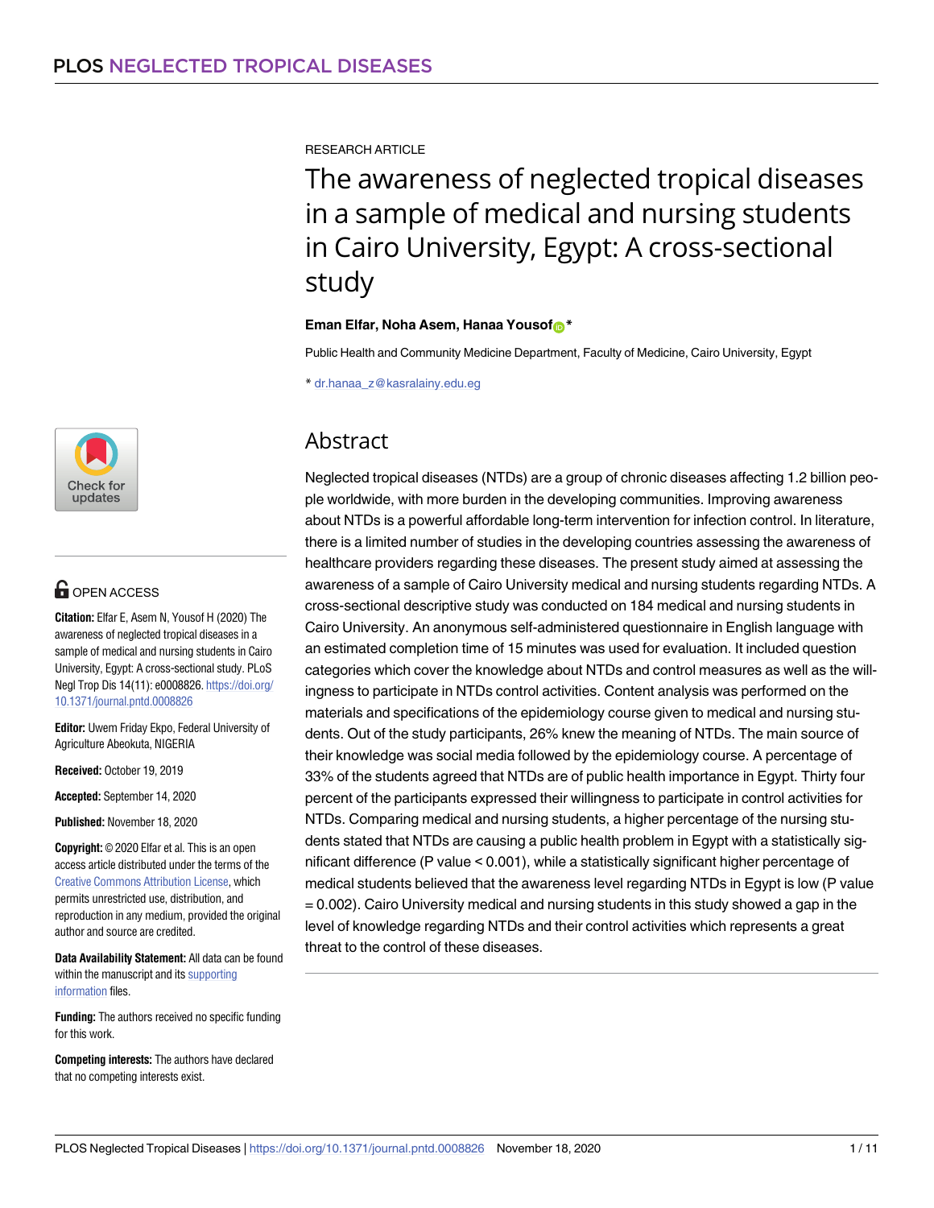RESEARCH ARTICLE

# The awareness of neglected tropical diseases in a sample of medical and nursing students in Cairo University, Egypt: A cross-sectional study

**Eman Elfar, Noha Asem, Hanaa Yousof***

Public Health and Community Medicine Department, Faculty of Medicine, Cairo University, Egypt

* dr.hanaa_z@kasralainy.edu.eg

## Abstract

Neglected tropical diseases (NTDs) are a group of chronic diseases affecting 1.2 billion people worldwide, with more burden in the developing communities. Improving awareness about NTDs is a powerful affordable long-term intervention for infection control. In literature, there is a limited number of studies in the developing countries assessing the awareness of healthcare providers regarding these diseases. The present study aimed at assessing the awareness of a sample of Cairo University medical and nursing students regarding NTDs. A cross-sectional descriptive study was conducted on 184 medical and nursing students in Cairo University. An anonymous self-administered questionnaire in English language with an estimated completion time of 15 minutes was used for evaluation. It included question categories which cover the knowledge about NTDs and control measures as well as the willingness to participate in NTDs control activities. Content analysis was performed on the materials and specifications of the epidemiology course given to medical and nursing students. Out of the study participants, 26% knew the meaning of NTDs. The main source of their knowledge was social media followed by the epidemiology course. A percentage of 33% of the students agreed that NTDs are of public health importance in Egypt. Thirty four percent of the participants expressed their willingness to participate in control activities for NTDs. Comparing medical and nursing students, a higher percentage of the nursing students stated that NTDs are causing a public health problem in Egypt with a statistically significant difference (P value < 0.001), while a statistically significant higher percentage of medical students believed that the awareness level regarding NTDs in Egypt is low (P value = 0.002). Cairo University medical and nursing students in this study showed a gap in the level of knowledge regarding NTDs and their control activities which represents a great threat to the control of these diseases.

OPEN ACCESS

**Citation:** Elfar E, Asem N, Yousof H (2020) The awareness of neglected tropical diseases in a sample of medical and nursing students in Cairo University, Egypt: A cross-sectional study. PLoS Negl Trop Dis 14(11): e0008826. https://doi.org/10.1371/journal.pntd.0008826

**Editor:** Uwem Friday Ekpo, Federal University of Agriculture Abeokuta, NIGERIA

**Received:** October 19, 2019

**Accepted:** September 14, 2020

**Published:** November 18, 2020

**Copyright:** © 2020 Elfar et al. This is an open access article distributed under the terms of the Creative Commons Attribution License, which permits unrestricted use, distribution, and reproduction in any medium, provided the original author and source are credited.

**Data Availability Statement:** All data can be found within the manuscript and its supporting information files.

**Funding:** The authors received no specific funding for this work.

**Competing interests:** The authors have declared that no competing interests exist.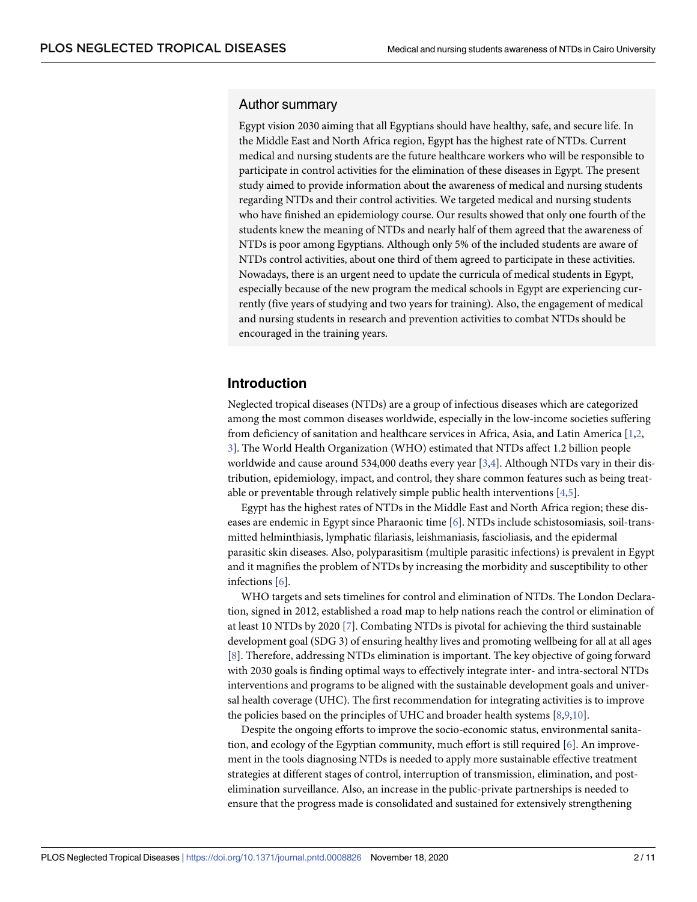## Author summary

Egypt vision 2030 aiming that all Egyptians should have healthy, safe, and secure life. In the Middle East and North Africa region, Egypt has the highest rate of NTDs. Current medical and nursing students are the future healthcare workers who will be responsible to participate in control activities for the elimination of these diseases in Egypt. The present study aimed to provide information about the awareness of medical and nursing students regarding NTDs and their control activities. We targeted medical and nursing students who have finished an epidemiology course. Our results showed that only one fourth of the students knew the meaning of NTDs and nearly half of them agreed that the awareness of NTDs is poor among Egyptians. Although only 5% of the included students are aware of NTDs control activities, about one third of them agreed to participate in these activities. Nowadays, there is an urgent need to update the curricula of medical students in Egypt, especially because of the new program the medical schools in Egypt are experiencing currently (five years of studying and two years for training). Also, the engagement of medical and nursing students in research and prevention activities to combat NTDs should be encouraged in the training years.

## Introduction

Neglected tropical diseases (NTDs) are a group of infectious diseases which are categorized among the most common diseases worldwide, especially in the low-income societies suffering from deficiency of sanitation and healthcare services in Africa, Asia, and Latin America [1,2,3]. The World Health Organization (WHO) estimated that NTDs affect 1.2 billion people worldwide and cause around 534,000 deaths every year [3,4]. Although NTDs vary in their distribution, epidemiology, impact, and control, they share common features such as being treatable or preventable through relatively simple public health interventions [4,5].

Egypt has the highest rates of NTDs in the Middle East and North Africa region; these diseases are endemic in Egypt since Pharaonic time [6]. NTDs include schistosomiasis, soil-transmitted helminthiasis, lymphatic filariasis, leishmaniasis, fascioliasis, and the epidermal parasitic skin diseases. Also, polyparasitism (multiple parasitic infections) is prevalent in Egypt and it magnifies the problem of NTDs by increasing the morbidity and susceptibility to other infections [6].

WHO targets and sets timelines for control and elimination of NTDs. The London Declaration, signed in 2012, established a road map to help nations reach the control or elimination of at least 10 NTDs by 2020 [7]. Combating NTDs is pivotal for achieving the third sustainable development goal (SDG 3) of ensuring healthy lives and promoting wellbeing for all at all ages [8]. Therefore, addressing NTDs elimination is important. The key objective of going forward with 2030 goals is finding optimal ways to effectively integrate inter- and intra-sectoral NTDs interventions and programs to be aligned with the sustainable development goals and universal health coverage (UHC). The first recommendation for integrating activities is to improve the policies based on the principles of UHC and broader health systems [8,9,10].

Despite the ongoing efforts to improve the socio-economic status, environmental sanitation, and ecology of the Egyptian community, much effort is still required [6]. An improvement in the tools diagnosing NTDs is needed to apply more sustainable effective treatment strategies at different stages of control, interruption of transmission, elimination, and post-elimination surveillance. Also, an increase in the public-private partnerships is needed to ensure that the progress made is consolidated and sustained for extensively strengthening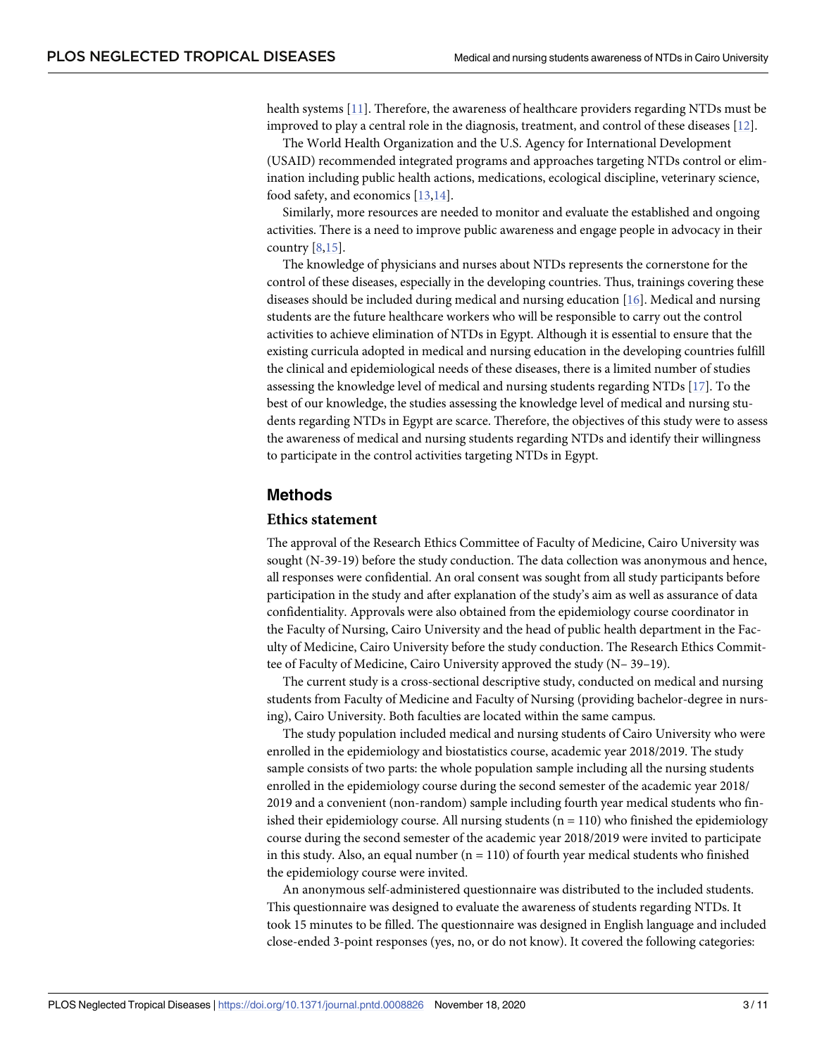health systems [11]. Therefore, the awareness of healthcare providers regarding NTDs must be improved to play a central role in the diagnosis, treatment, and control of these diseases [12].

The World Health Organization and the U.S. Agency for International Development (USAID) recommended integrated programs and approaches targeting NTDs control or elimination including public health actions, medications, ecological discipline, veterinary science, food safety, and economics [13,14].

Similarly, more resources are needed to monitor and evaluate the established and ongoing activities. There is a need to improve public awareness and engage people in advocacy in their country [8,15].

The knowledge of physicians and nurses about NTDs represents the cornerstone for the control of these diseases, especially in the developing countries. Thus, trainings covering these diseases should be included during medical and nursing education [16]. Medical and nursing students are the future healthcare workers who will be responsible to carry out the control activities to achieve elimination of NTDs in Egypt. Although it is essential to ensure that the existing curricula adopted in medical and nursing education in the developing countries fulfill the clinical and epidemiological needs of these diseases, there is a limited number of studies assessing the knowledge level of medical and nursing students regarding NTDs [17]. To the best of our knowledge, the studies assessing the knowledge level of medical and nursing students regarding NTDs in Egypt are scarce. Therefore, the objectives of this study were to assess the awareness of medical and nursing students regarding NTDs and identify their willingness to participate in the control activities targeting NTDs in Egypt.

## Methods

### Ethics statement

The approval of the Research Ethics Committee of Faculty of Medicine, Cairo University was sought (N-39-19) before the study conduction. The data collection was anonymous and hence, all responses were confidential. An oral consent was sought from all study participants before participation in the study and after explanation of the study's aim as well as assurance of data confidentiality. Approvals were also obtained from the epidemiology course coordinator in the Faculty of Nursing, Cairo University and the head of public health department in the Faculty of Medicine, Cairo University before the study conduction. The Research Ethics Committee of Faculty of Medicine, Cairo University approved the study (N– 39–19).

The current study is a cross-sectional descriptive study, conducted on medical and nursing students from Faculty of Medicine and Faculty of Nursing (providing bachelor-degree in nursing), Cairo University. Both faculties are located within the same campus.

The study population included medical and nursing students of Cairo University who were enrolled in the epidemiology and biostatistics course, academic year 2018/2019. The study sample consists of two parts: the whole population sample including all the nursing students enrolled in the epidemiology course during the second semester of the academic year 2018/2019 and a convenient (non-random) sample including fourth year medical students who finished their epidemiology course. All nursing students (n = 110) who finished the epidemiology course during the second semester of the academic year 2018/2019 were invited to participate in this study. Also, an equal number (n = 110) of fourth year medical students who finished the epidemiology course were invited.

An anonymous self-administered questionnaire was distributed to the included students. This questionnaire was designed to evaluate the awareness of students regarding NTDs. It took 15 minutes to be filled. The questionnaire was designed in English language and included close-ended 3-point responses (yes, no, or do not know). It covered the following categories: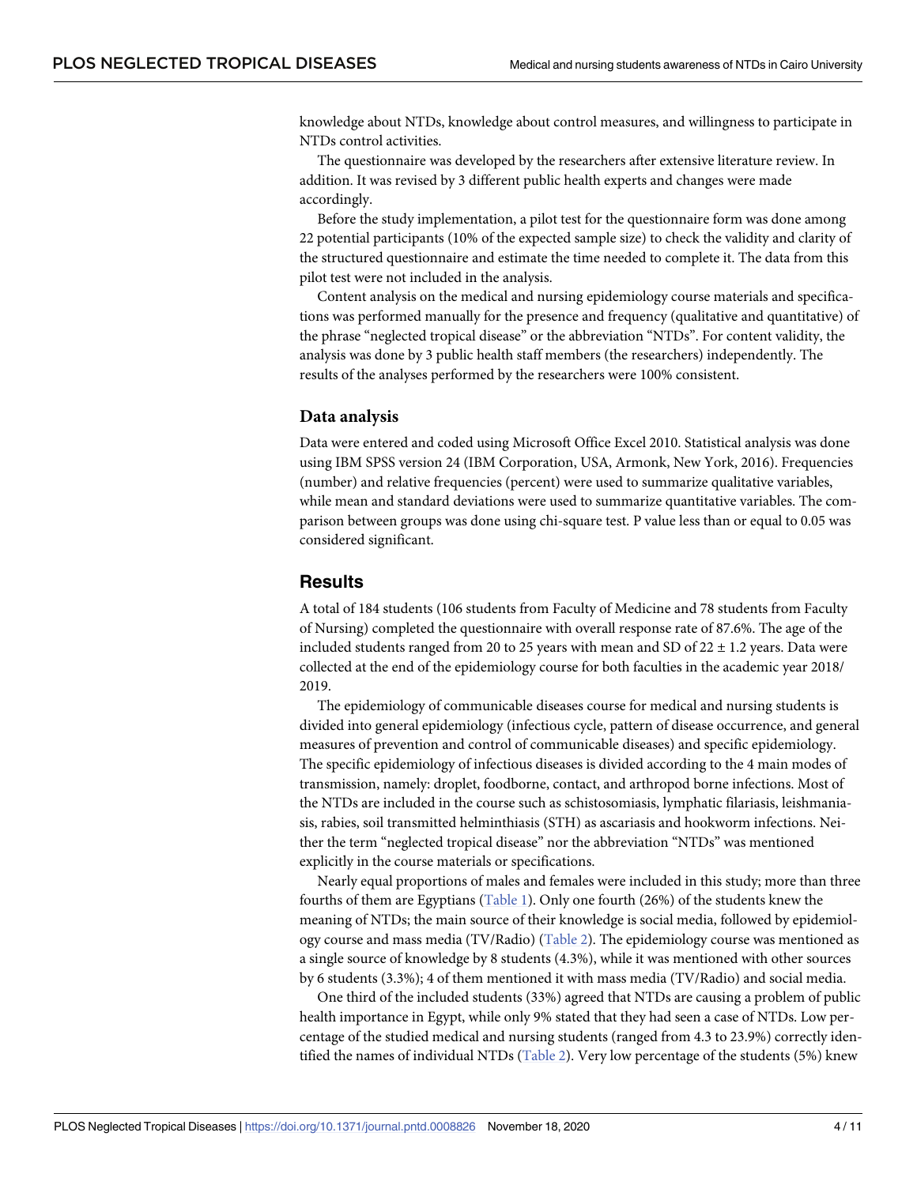knowledge about NTDs, knowledge about control measures, and willingness to participate in NTDs control activities.

The questionnaire was developed by the researchers after extensive literature review. In addition. It was revised by 3 different public health experts and changes were made accordingly.

Before the study implementation, a pilot test for the questionnaire form was done among 22 potential participants (10% of the expected sample size) to check the validity and clarity of the structured questionnaire and estimate the time needed to complete it. The data from this pilot test were not included in the analysis.

Content analysis on the medical and nursing epidemiology course materials and specifications was performed manually for the presence and frequency (qualitative and quantitative) of the phrase "neglected tropical disease" or the abbreviation "NTDs". For content validity, the analysis was done by 3 public health staff members (the researchers) independently. The results of the analyses performed by the researchers were 100% consistent.

### Data analysis

Data were entered and coded using Microsoft Office Excel 2010. Statistical analysis was done using IBM SPSS version 24 (IBM Corporation, USA, Armonk, New York, 2016). Frequencies (number) and relative frequencies (percent) were used to summarize qualitative variables, while mean and standard deviations were used to summarize quantitative variables. The comparison between groups was done using chi-square test. P value less than or equal to 0.05 was considered significant.

## Results

A total of 184 students (106 students from Faculty of Medicine and 78 students from Faculty of Nursing) completed the questionnaire with overall response rate of 87.6%. The age of the included students ranged from 20 to 25 years with mean and SD of $22 \pm 1.2$ years. Data were collected at the end of the epidemiology course for both faculties in the academic year 2018/2019.

The epidemiology of communicable diseases course for medical and nursing students is divided into general epidemiology (infectious cycle, pattern of disease occurrence, and general measures of prevention and control of communicable diseases) and specific epidemiology. The specific epidemiology of infectious diseases is divided according to the 4 main modes of transmission, namely: droplet, foodborne, contact, and arthropod borne infections. Most of the NTDs are included in the course such as schistosomiasis, lymphatic filariasis, leishmaniasis, rabies, soil transmitted helminthiasis (STH) as ascariasis and hookworm infections. Neither the term "neglected tropical disease" nor the abbreviation "NTDs" was mentioned explicitly in the course materials or specifications.

Nearly equal proportions of males and females were included in this study; more than three fourths of them are Egyptians (Table 1). Only one fourth (26%) of the students knew the meaning of NTDs; the main source of their knowledge is social media, followed by epidemiology course and mass media (TV/Radio) (Table 2). The epidemiology course was mentioned as a single source of knowledge by 8 students (4.3%), while it was mentioned with other sources by 6 students (3.3%); 4 of them mentioned it with mass media (TV/Radio) and social media.

One third of the included students (33%) agreed that NTDs are causing a problem of public health importance in Egypt, while only 9% stated that they had seen a case of NTDs. Low percentage of the studied medical and nursing students (ranged from 4.3 to 23.9%) correctly identified the names of individual NTDs (Table 2). Very low percentage of the students (5%) knew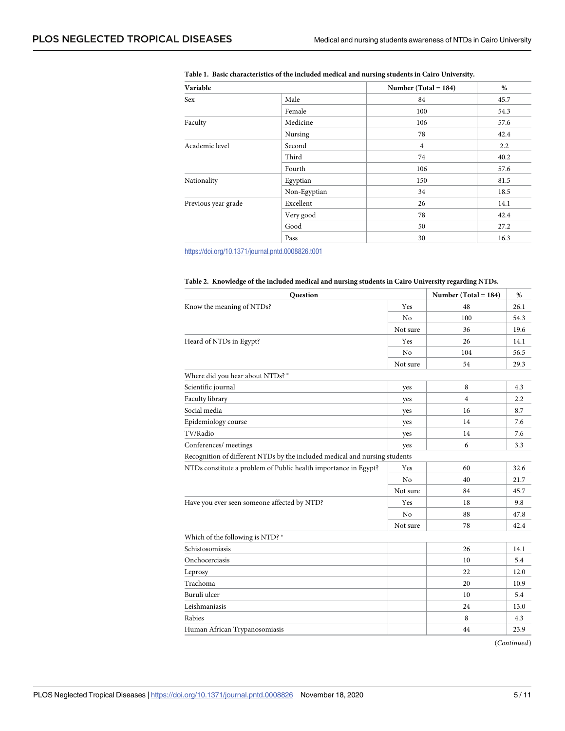**Table 1. Basic characteristics of the included medical and nursing students in Cairo University.**

| Variable | | Number (Total = 184) | % |
|---|---|---|---|
| Sex | Male | 84 | 45.7 |
| | Female | 100 | 54.3 |
| Faculty | Medicine | 106 | 57.6 |
| | Nursing | 78 | 42.4 |
| Academic level | Second | 4 | 2.2 |
| | Third | 74 | 40.2 |
| | Fourth | 106 | 57.6 |
| Nationality | Egyptian | 150 | 81.5 |
| | Non-Egyptian | 34 | 18.5 |
| Previous year grade | Excellent | 26 | 14.1 |
| | Very good | 78 | 42.4 |
| | Good | 50 | 27.2 |
| | Pass | 30 | 16.3 |

https://doi.org/10.1371/journal.pntd.0008826.t001

**Table 2. Knowledge of the included medical and nursing students in Cairo University regarding NTDs.**

| Question | | Number (Total = 184) | % |
|---|---|---|---|
| Know the meaning of NTDs? | Yes | 48 | 26.1 |
| | No | 100 | 54.3 |
| | Not sure | 36 | 19.6 |
| Heard of NTDs in Egypt? | Yes | 26 | 14.1 |
| | No | 104 | 56.5 |
| | Not sure | 54 | 29.3 |
| Where did you hear about NTDs? * | | | |
| Scientific journal | yes | 8 | 4.3 |
| Faculty library | yes | 4 | 2.2 |
| Social media | yes | 16 | 8.7 |
| Epidemiology course | yes | 14 | 7.6 |
| TV/Radio | yes | 14 | 7.6 |
| Conferences/ meetings | yes | 6 | 3.3 |
| Recognition of different NTDs by the included medical and nursing students | | | |
| NTDs constitute a problem of Public health importance in Egypt? | Yes | 60 | 32.6 |
| | No | 40 | 21.7 |
| | Not sure | 84 | 45.7 |
| Have you ever seen someone affected by NTD? | Yes | 18 | 9.8 |
| | No | 88 | 47.8 |
| | Not sure | 78 | 42.4 |
| Which of the following is NTD? * | | | |
| Schistosomiasis | | 26 | 14.1 |
| Onchocerciasis | | 10 | 5.4 |
| Leprosy | | 22 | 12.0 |
| Trachoma | | 20 | 10.9 |
| Buruli ulcer | | 10 | 5.4 |
| Leishmaniasis | | 24 | 13.0 |
| Rabies | | 8 | 4.3 |
| Human African Trypanosomiasis | | 44 | 23.9 |

(*Continued*)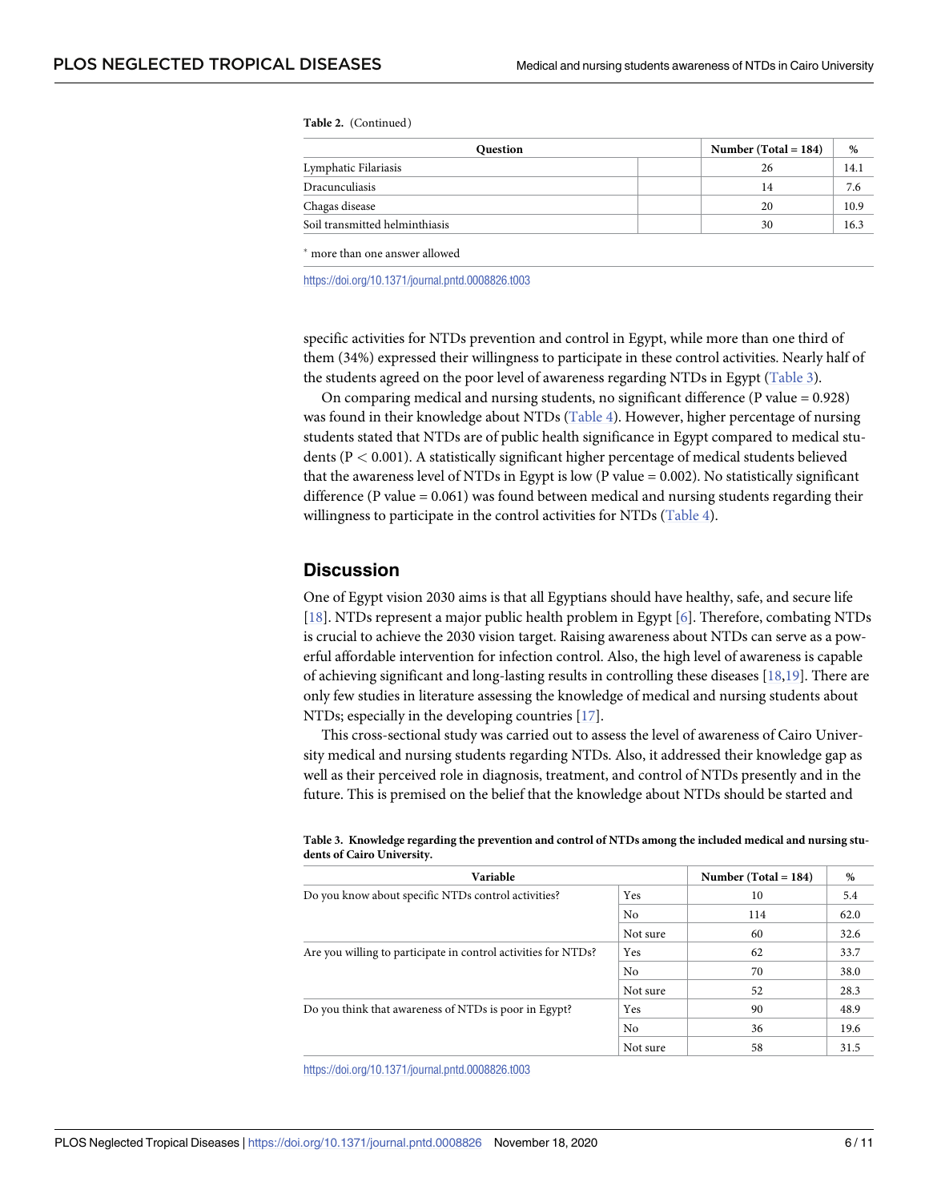**Table 2.** (Continued)

| Question | | Number (Total = 184) | % |
|---|---|---|---|
| Lymphatic Filariasis | | 26 | 14.1 |
| Dracunculiasis | | 14 | 7.6 |
| Chagas disease | | 20 | 10.9 |
| Soil transmitted helminthiasis | | 30 | 16.3 |

* more than one answer allowed

https://doi.org/10.1371/journal.pntd.0008826.t003

specific activities for NTDs prevention and control in Egypt, while more than one third of them (34%) expressed their willingness to participate in these control activities. Nearly half of the students agreed on the poor level of awareness regarding NTDs in Egypt (Table 3).

On comparing medical and nursing students, no significant difference (P value = 0.928) was found in their knowledge about NTDs (Table 4). However, higher percentage of nursing students stated that NTDs are of public health significance in Egypt compared to medical students ($P < 0.001$). A statistically significant higher percentage of medical students believed that the awareness level of NTDs in Egypt is low (P value = 0.002). No statistically significant difference (P value = 0.061) was found between medical and nursing students regarding their willingness to participate in the control activities for NTDs (Table 4).

## Discussion

One of Egypt vision 2030 aims is that all Egyptians should have healthy, safe, and secure life [18]. NTDs represent a major public health problem in Egypt [6]. Therefore, combating NTDs is crucial to achieve the 2030 vision target. Raising awareness about NTDs can serve as a powerful affordable intervention for infection control. Also, the high level of awareness is capable of achieving significant and long-lasting results in controlling these diseases [18,19]. There are only few studies in literature assessing the knowledge of medical and nursing students about NTDs; especially in the developing countries [17].

This cross-sectional study was carried out to assess the level of awareness of Cairo University medical and nursing students regarding NTDs. Also, it addressed their knowledge gap as well as their perceived role in diagnosis, treatment, and control of NTDs presently and in the future. This is premised on the belief that the knowledge about NTDs should be started and

**Table 3. Knowledge regarding the prevention and control of NTDs among the included medical and nursing students of Cairo University.**

| Variable | | Number (Total = 184) | % |
|---|---|---|---|
| Do you know about specific NTDs control activities? | Yes | 10 | 5.4 |
| | No | 114 | 62.0 |
| | Not sure | 60 | 32.6 |
| Are you willing to participate in control activities for NTDs? | Yes | 62 | 33.7 |
| | No | 70 | 38.0 |
| | Not sure | 52 | 28.3 |
| Do you think that awareness of NTDs is poor in Egypt? | Yes | 90 | 48.9 |
| | No | 36 | 19.6 |
| | Not sure | 58 | 31.5 |

https://doi.org/10.1371/journal.pntd.0008826.t003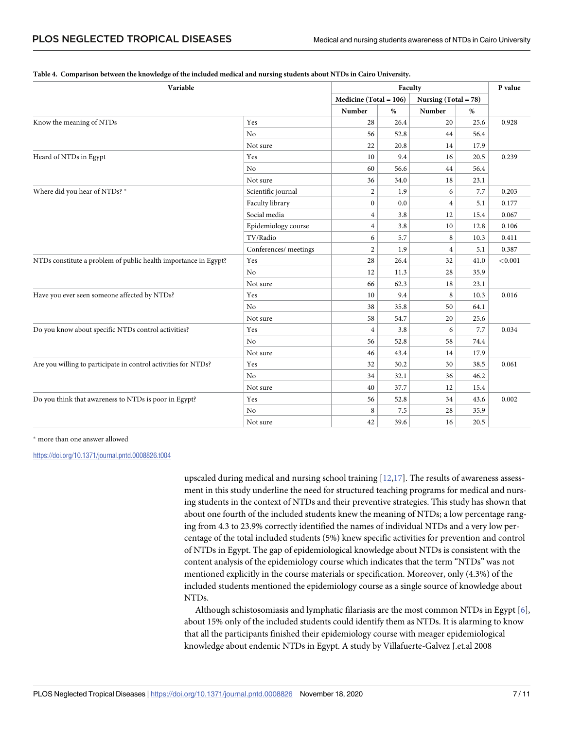**Table 4. Comparison between the knowledge of the included medical and nursing students about NTDs in Cairo University.**

| Variable | | Faculty | | | | P value |
|---|---|---|---|---|---|---|
| | | Medicine (Total = 106) | | Nursing (Total = 78) | | |
| | | Number | % | Number | % | |
| Know the meaning of NTDs | Yes | 28 | 26.4 | 20 | 25.6 | 0.928 |
| | No | 56 | 52.8 | 44 | 56.4 | |
| | Not sure | 22 | 20.8 | 14 | 17.9 | |
| Heard of NTDs in Egypt | Yes | 10 | 9.4 | 16 | 20.5 | 0.239 |
| | No | 60 | 56.6 | 44 | 56.4 | |
| | Not sure | 36 | 34.0 | 18 | 23.1 | |
| Where did you hear of NTDs? * | Scientific journal | 2 | 1.9 | 6 | 7.7 | 0.203 |
| | Faculty library | 0 | 0.0 | 4 | 5.1 | 0.177 |
| | Social media | 4 | 3.8 | 12 | 15.4 | 0.067 |
| | Epidemiology course | 4 | 3.8 | 10 | 12.8 | 0.106 |
| | TV/Radio | 6 | 5.7 | 8 | 10.3 | 0.411 |
| | Conferences/ meetings | 2 | 1.9 | 4 | 5.1 | 0.387 |
| NTDs constitute a problem of public health importance in Egypt? | Yes | 28 | 26.4 | 32 | 41.0 | <0.001 |
| | No | 12 | 11.3 | 28 | 35.9 | |
| | Not sure | 66 | 62.3 | 18 | 23.1 | |
| Have you ever seen someone affected by NTDs? | Yes | 10 | 9.4 | 8 | 10.3 | 0.016 |
| | No | 38 | 35.8 | 50 | 64.1 | |
| | Not sure | 58 | 54.7 | 20 | 25.6 | |
| Do you know about specific NTDs control activities? | Yes | 4 | 3.8 | 6 | 7.7 | 0.034 |
| | No | 56 | 52.8 | 58 | 74.4 | |
| | Not sure | 46 | 43.4 | 14 | 17.9 | |
| Are you willing to participate in control activities for NTDs? | Yes | 32 | 30.2 | 30 | 38.5 | 0.061 |
| | No | 34 | 32.1 | 36 | 46.2 | |
| | Not sure | 40 | 37.7 | 12 | 15.4 | |
| Do you think that awareness to NTDs is poor in Egypt? | Yes | 56 | 52.8 | 34 | 43.6 | 0.002 |
| | No | 8 | 7.5 | 28 | 35.9 | |
| | Not sure | 42 | 39.6 | 16 | 20.5 | |

* more than one answer allowed

https://doi.org/10.1371/journal.pntd.0008826.t004

upscaled during medical and nursing school training [12,17]. The results of awareness assessment in this study underline the need for structured teaching programs for medical and nursing students in the context of NTDs and their preventive strategies. This study has shown that about one fourth of the included students knew the meaning of NTDs; a low percentage ranging from 4.3 to 23.9% correctly identified the names of individual NTDs and a very low percentage of the total included students (5%) knew specific activities for prevention and control of NTDs in Egypt. The gap of epidemiological knowledge about NTDs is consistent with the content analysis of the epidemiology course which indicates that the term "NTDs" was not mentioned explicitly in the course materials or specification. Moreover, only (4.3%) of the included students mentioned the epidemiology course as a single source of knowledge about NTDs.

Although schistosomiasis and lymphatic filariasis are the most common NTDs in Egypt [6], about 15% only of the included students could identify them as NTDs. It is alarming to know that all the participants finished their epidemiology course with meager epidemiological knowledge about endemic NTDs in Egypt. A study by Villafuerte-Galvez J.et.al 2008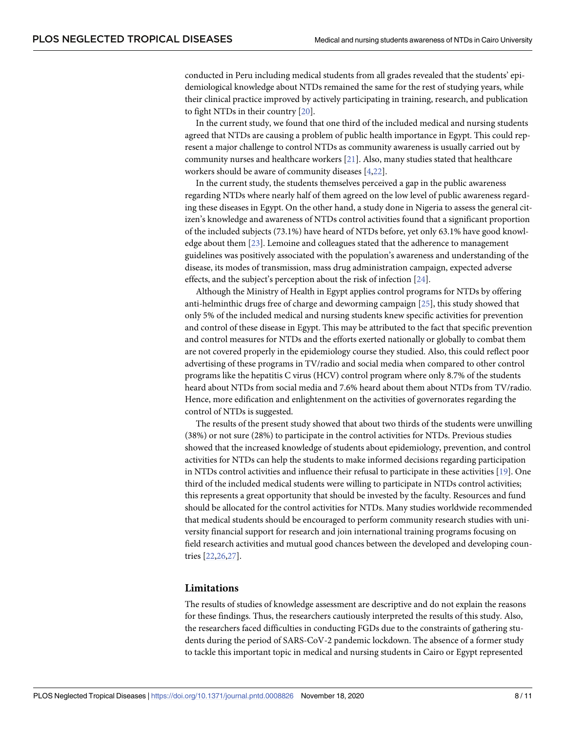conducted in Peru including medical students from all grades revealed that the students' epidemiological knowledge about NTDs remained the same for the rest of studying years, while their clinical practice improved by actively participating in training, research, and publication to fight NTDs in their country [20].

In the current study, we found that one third of the included medical and nursing students agreed that NTDs are causing a problem of public health importance in Egypt. This could represent a major challenge to control NTDs as community awareness is usually carried out by community nurses and healthcare workers [21]. Also, many studies stated that healthcare workers should be aware of community diseases [4,22].

In the current study, the students themselves perceived a gap in the public awareness regarding NTDs where nearly half of them agreed on the low level of public awareness regarding these diseases in Egypt. On the other hand, a study done in Nigeria to assess the general citizen's knowledge and awareness of NTDs control activities found that a significant proportion of the included subjects (73.1%) have heard of NTDs before, yet only 63.1% have good knowledge about them [23]. Lemoine and colleagues stated that the adherence to management guidelines was positively associated with the population's awareness and understanding of the disease, its modes of transmission, mass drug administration campaign, expected adverse effects, and the subject's perception about the risk of infection [24].

Although the Ministry of Health in Egypt applies control programs for NTDs by offering anti-helminthic drugs free of charge and deworming campaign [25], this study showed that only 5% of the included medical and nursing students knew specific activities for prevention and control of these disease in Egypt. This may be attributed to the fact that specific prevention and control measures for NTDs and the efforts exerted nationally or globally to combat them are not covered properly in the epidemiology course they studied. Also, this could reflect poor advertising of these programs in TV/radio and social media when compared to other control programs like the hepatitis C virus (HCV) control program where only 8.7% of the students heard about NTDs from social media and 7.6% heard about them about NTDs from TV/radio. Hence, more edification and enlightenment on the activities of governorates regarding the control of NTDs is suggested.

The results of the present study showed that about two thirds of the students were unwilling (38%) or not sure (28%) to participate in the control activities for NTDs. Previous studies showed that the increased knowledge of students about epidemiology, prevention, and control activities for NTDs can help the students to make informed decisions regarding participation in NTDs control activities and influence their refusal to participate in these activities [19]. One third of the included medical students were willing to participate in NTDs control activities; this represents a great opportunity that should be invested by the faculty. Resources and fund should be allocated for the control activities for NTDs. Many studies worldwide recommended that medical students should be encouraged to perform community research studies with university financial support for research and join international training programs focusing on field research activities and mutual good chances between the developed and developing countries [22,26,27].

## Limitations

The results of studies of knowledge assessment are descriptive and do not explain the reasons for these findings. Thus, the researchers cautiously interpreted the results of this study. Also, the researchers faced difficulties in conducting FGDs due to the constraints of gathering students during the period of SARS-CoV-2 pandemic lockdown. The absence of a former study to tackle this important topic in medical and nursing students in Cairo or Egypt represented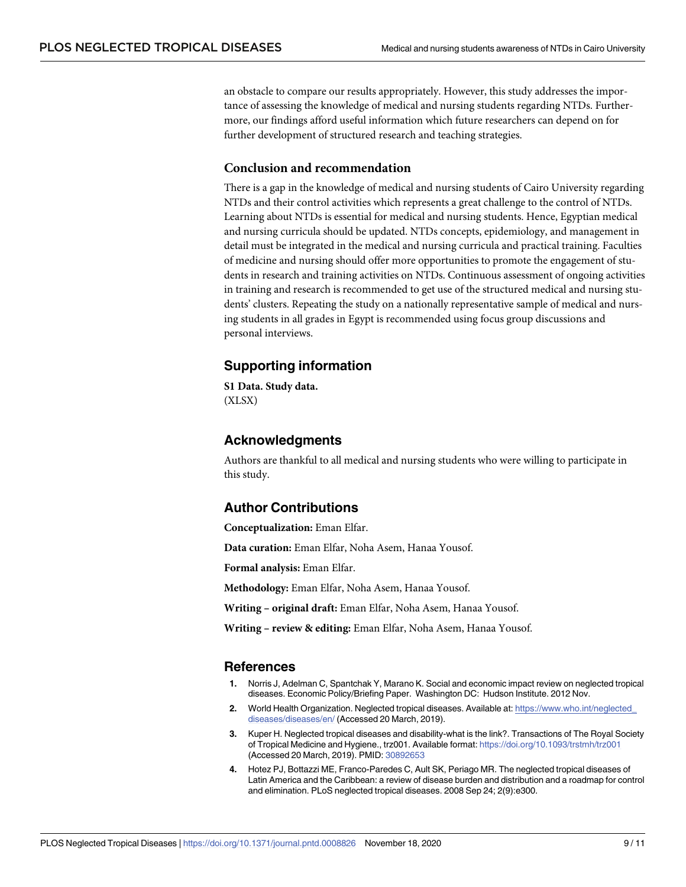an obstacle to compare our results appropriately. However, this study addresses the importance of assessing the knowledge of medical and nursing students regarding NTDs. Furthermore, our findings afford useful information which future researchers can depend on for further development of structured research and teaching strategies.

### Conclusion and recommendation

There is a gap in the knowledge of medical and nursing students of Cairo University regarding NTDs and their control activities which represents a great challenge to the control of NTDs. Learning about NTDs is essential for medical and nursing students. Hence, Egyptian medical and nursing curricula should be updated. NTDs concepts, epidemiology, and management in detail must be integrated in the medical and nursing curricula and practical training. Faculties of medicine and nursing should offer more opportunities to promote the engagement of students in research and training activities on NTDs. Continuous assessment of ongoing activities in training and research is recommended to get use of the structured medical and nursing students' clusters. Repeating the study on a nationally representative sample of medical and nursing students in all grades in Egypt is recommended using focus group discussions and personal interviews.

## Supporting information

**S1 Data. Study data.**
(XLSX)

## Acknowledgments

Authors are thankful to all medical and nursing students who were willing to participate in this study.

## Author Contributions

**Conceptualization:** Eman Elfar.

**Data curation:** Eman Elfar, Noha Asem, Hanaa Yousof.

**Formal analysis:** Eman Elfar.

**Methodology:** Eman Elfar, Noha Asem, Hanaa Yousof.

**Writing – original draft:** Eman Elfar, Noha Asem, Hanaa Yousof.

**Writing – review & editing:** Eman Elfar, Noha Asem, Hanaa Yousof.

## References

1. Norris J, Adelman C, Spantchak Y, Marano K. Social and economic impact review on neglected tropical diseases. Economic Policy/Briefing Paper. Washington DC: Hudson Institute. 2012 Nov.
2. World Health Organization. Neglected tropical diseases. Available at: https://www.who.int/neglected_diseases/diseases/en/ (Accessed 20 March, 2019).
3. Kuper H. Neglected tropical diseases and disability-what is the link?. Transactions of The Royal Society of Tropical Medicine and Hygiene., trz001. Available format: https://doi.org/10.1093/trstmh/trz001 (Accessed 20 March, 2019). PMID: 30892653
4. Hotez PJ, Bottazzi ME, Franco-Paredes C, Ault SK, Periago MR. The neglected tropical diseases of Latin America and the Caribbean: a review of disease burden and distribution and a roadmap for control and elimination. PLoS neglected tropical diseases. 2008 Sep 24; 2(9):e300.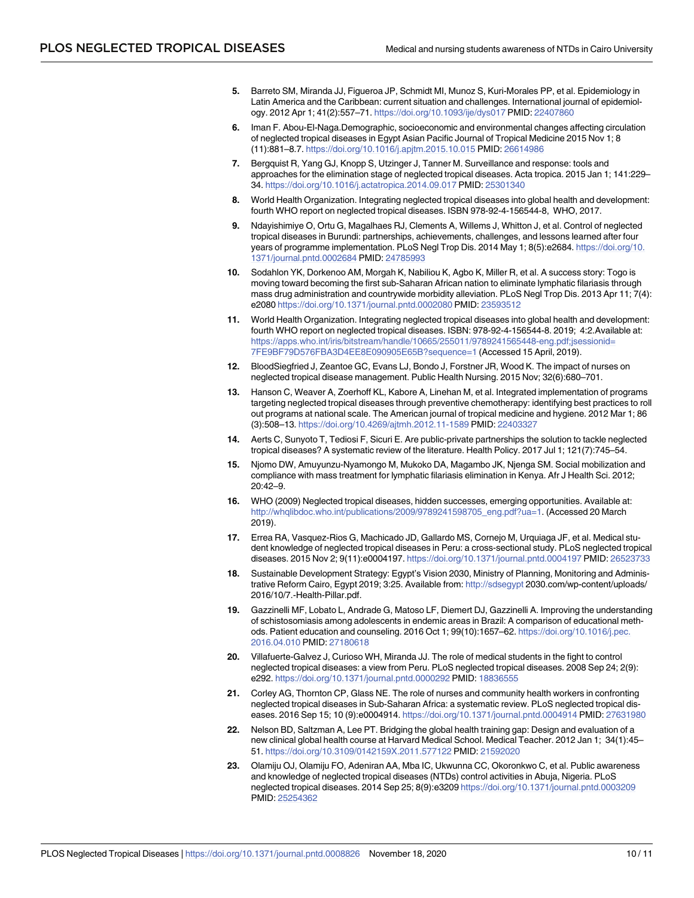5. Barreto SM, Miranda JJ, Figueroa JP, Schmidt MI, Munoz S, Kuri-Morales PP, et al. Epidemiology in Latin America and the Caribbean: current situation and challenges. International journal of epidemiology. 2012 Apr 1; 41(2):557–71. https://doi.org/10.1093/ije/dys017 PMID: 22407860

6. Iman F. Abou-El-Naga.Demographic, socioeconomic and environmental changes affecting circulation of neglected tropical diseases in Egypt Asian Pacific Journal of Tropical Medicine 2015 Nov 1; 8 (11):881–8.7. https://doi.org/10.1016/j.apjtm.2015.10.015 PMID: 26614986

7. Bergquist R, Yang GJ, Knopp S, Utzinger J, Tanner M. Surveillance and response: tools and approaches for the elimination stage of neglected tropical diseases. Acta tropica. 2015 Jan 1; 141:229–34. https://doi.org/10.1016/j.actatropica.2014.09.017 PMID: 25301340

8. World Health Organization. Integrating neglected tropical diseases into global health and development: fourth WHO report on neglected tropical diseases. ISBN 978-92-4-156544-8, WHO, 2017.

9. Ndayishimiye O, Ortu G, Magalhaes RJ, Clements A, Willems J, Whitton J, et al. Control of neglected tropical diseases in Burundi: partnerships, achievements, challenges, and lessons learned after four years of programme implementation. PLoS Negl Trop Dis. 2014 May 1; 8(5):e2684. https://doi.org/10.1371/journal.pntd.0002684 PMID: 24785993

10. Sodahlon YK, Dorkenoo AM, Morgah K, Nabiliou K, Agbo K, Miller R, et al. A success story: Togo is moving toward becoming the first sub-Saharan African nation to eliminate lymphatic filariasis through mass drug administration and countrywide morbidity alleviation. PLoS Negl Trop Dis. 2013 Apr 11; 7(4): e2080 https://doi.org/10.1371/journal.pntd.0002080 PMID: 23593512

11. World Health Organization. Integrating neglected tropical diseases into global health and development: fourth WHO report on neglected tropical diseases. ISBN: 978-92-4-156544-8. 2019; 4:2.Available at: https://apps.who.int/iris/bitstream/handle/10665/255011/9789241565448-eng.pdf;jsessionid=7FE9BF79D576FBA3D4EE8E090905E65B?sequence=1 (Accessed 15 April, 2019).

12. BloodSiegfried J, Zeantoe GC, Evans LJ, Bondo J, Forstner JR, Wood K. The impact of nurses on neglected tropical disease management. Public Health Nursing. 2015 Nov; 32(6):680–701.

13. Hanson C, Weaver A, Zoerhoff KL, Kabore A, Linehan M, et al. Integrated implementation of programs targeting neglected tropical diseases through preventive chemotherapy: identifying best practices to roll out programs at national scale. The American journal of tropical medicine and hygiene. 2012 Mar 1; 86 (3):508–13. https://doi.org/10.4269/ajtmh.2012.11-1589 PMID: 22403327

14. Aerts C, Sunyoto T, Tediosi F, Sicuri E. Are public-private partnerships the solution to tackle neglected tropical diseases? A systematic review of the literature. Health Policy. 2017 Jul 1; 121(7):745–54.

15. Njomo DW, Amuyunzu-Nyamongo M, Mukoko DA, Magambo JK, Njenga SM. Social mobilization and compliance with mass treatment for lymphatic filariasis elimination in Kenya. Afr J Health Sci. 2012; 20:42–9.

16. WHO (2009) Neglected tropical diseases, hidden successes, emerging opportunities. Available at: http://whqlibdoc.who.int/publications/2009/9789241598705_eng.pdf?ua=1. (Accessed 20 March 2019).

17. Errea RA, Vasquez-Rios G, Machicado JD, Gallardo MS, Cornejo M, Urquiaga JF, et al. Medical student knowledge of neglected tropical diseases in Peru: a cross-sectional study. PLoS neglected tropical diseases. 2015 Nov 2; 9(11):e0004197. https://doi.org/10.1371/journal.pntd.0004197 PMID: 26523733

18. Sustainable Development Strategy: Egypt's Vision 2030, Ministry of Planning, Monitoring and Administrative Reform Cairo, Egypt 2019; 3:25. Available from: http://sdsegypt 2030.com/wp-content/uploads/2016/10/7.-Health-Pillar.pdf.

19. Gazzinelli MF, Lobato L, Andrade G, Matoso LF, Diemert DJ, Gazzinelli A. Improving the understanding of schistosomiasis among adolescents in endemic areas in Brazil: A comparison of educational methods. Patient education and counseling. 2016 Oct 1; 99(10):1657–62. https://doi.org/10.1016/j.pec.2016.04.010 PMID: 27180618

20. Villafuerte-Galvez J, Curioso WH, Miranda JJ. The role of medical students in the fight to control neglected tropical diseases: a view from Peru. PLoS neglected tropical diseases. 2008 Sep 24; 2(9): e292. https://doi.org/10.1371/journal.pntd.0000292 PMID: 18836555

21. Corley AG, Thornton CP, Glass NE. The role of nurses and community health workers in confronting neglected tropical diseases in Sub-Saharan Africa: a systematic review. PLoS neglected tropical diseases. 2016 Sep 15; 10 (9):e0004914. https://doi.org/10.1371/journal.pntd.0004914 PMID: 27631980

22. Nelson BD, Saltzman A, Lee PT. Bridging the global health training gap: Design and evaluation of a new clinical global health course at Harvard Medical School. Medical Teacher. 2012 Jan 1; 34(1):45–51. https://doi.org/10.3109/0142159X.2011.577122 PMID: 21592020

23. Olamiju OJ, Olamiju FO, Adeniran AA, Mba IC, Ukwunna CC, Okoronkwo C, et al. Public awareness and knowledge of neglected tropical diseases (NTDs) control activities in Abuja, Nigeria. PLoS neglected tropical diseases. 2014 Sep 25; 8(9):e3209 https://doi.org/10.1371/journal.pntd.0003209 PMID: 25254362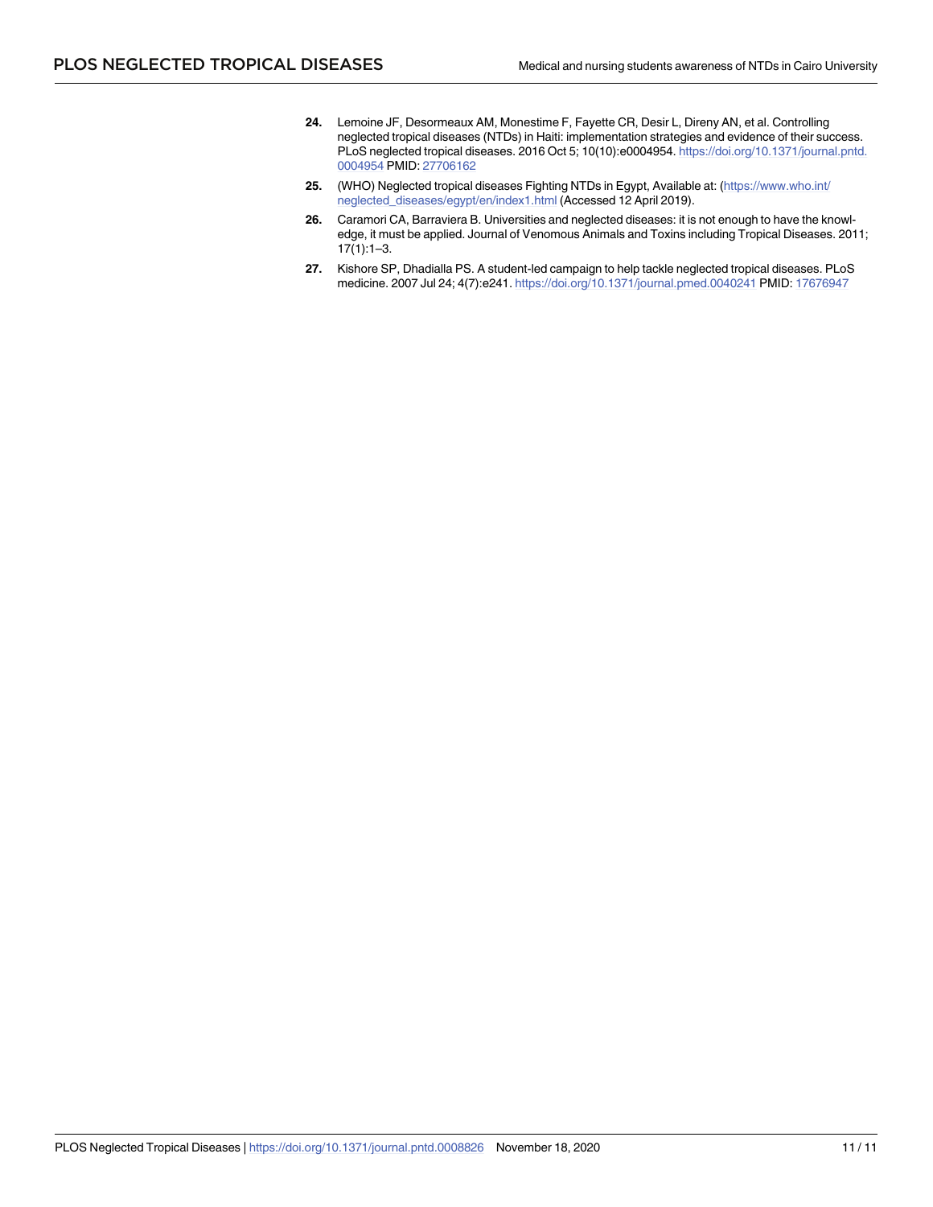24. Lemoine JF, Desormeaux AM, Monestime F, Fayette CR, Desir L, Direny AN, et al. Controlling neglected tropical diseases (NTDs) in Haiti: implementation strategies and evidence of their success. PLoS neglected tropical diseases. 2016 Oct 5; 10(10):e0004954. https://doi.org/10.1371/journal.pntd.0004954 PMID: 27706162

25. (WHO) Neglected tropical diseases Fighting NTDs in Egypt, Available at: (https://www.who.int/neglected_diseases/egypt/en/index1.html (Accessed 12 April 2019).

26. Caramori CA, Barraviera B. Universities and neglected diseases: it is not enough to have the knowledge, it must be applied. Journal of Venomous Animals and Toxins including Tropical Diseases. 2011; 17(1):1–3.

27. Kishore SP, Dhadialla PS. A student-led campaign to help tackle neglected tropical diseases. PLoS medicine. 2007 Jul 24; 4(7):e241. https://doi.org/10.1371/journal.pmed.0040241 PMID: 17676947